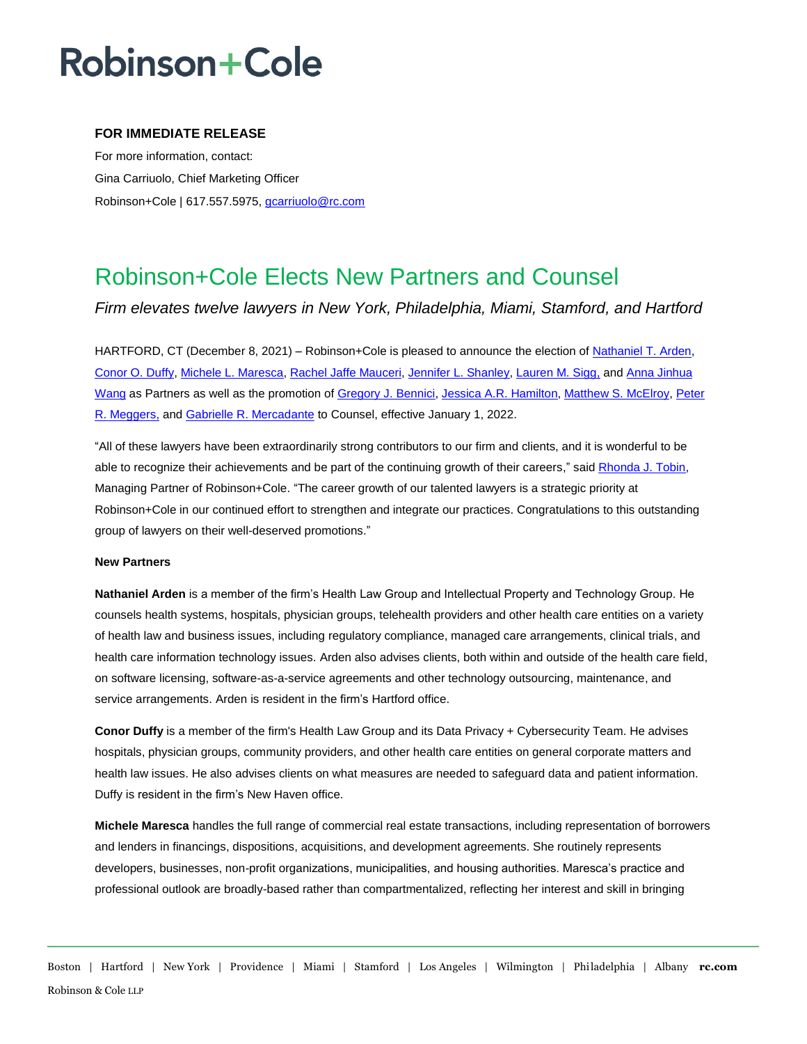# Robinson+Cole

**FOR IMMEDIATE RELEASE**

For more information, contact:
Gina Carriuolo, Chief Marketing Officer
Robinson+Cole | 617.557.5975, gcarriuolo@rc.com

## Robinson+Cole Elects New Partners and Counsel

*Firm elevates twelve lawyers in New York, Philadelphia, Miami, Stamford, and Hartford*

HARTFORD, CT (December 8, 2021) – Robinson+Cole is pleased to announce the election of Nathaniel T. Arden, Conor O. Duffy, Michele L. Maresca, Rachel Jaffe Mauceri, Jennifer L. Shanley, Lauren M. Sigg, and Anna Jinhua Wang as Partners as well as the promotion of Gregory J. Bennici, Jessica A.R. Hamilton, Matthew S. McElroy, Peter R. Meggers, and Gabrielle R. Mercadante to Counsel, effective January 1, 2022.

"All of these lawyers have been extraordinarily strong contributors to our firm and clients, and it is wonderful to be able to recognize their achievements and be part of the continuing growth of their careers," said Rhonda J. Tobin, Managing Partner of Robinson+Cole. "The career growth of our talented lawyers is a strategic priority at Robinson+Cole in our continued effort to strengthen and integrate our practices. Congratulations to this outstanding group of lawyers on their well-deserved promotions."

**New Partners**

**Nathaniel Arden** is a member of the firm's Health Law Group and Intellectual Property and Technology Group. He counsels health systems, hospitals, physician groups, telehealth providers and other health care entities on a variety of health law and business issues, including regulatory compliance, managed care arrangements, clinical trials, and health care information technology issues. Arden also advises clients, both within and outside of the health care field, on software licensing, software-as-a-service agreements and other technology outsourcing, maintenance, and service arrangements. Arden is resident in the firm's Hartford office.

**Conor Duffy** is a member of the firm's Health Law Group and its Data Privacy + Cybersecurity Team. He advises hospitals, physician groups, community providers, and other health care entities on general corporate matters and health law issues. He also advises clients on what measures are needed to safeguard data and patient information. Duffy is resident in the firm's New Haven office.

**Michele Maresca** handles the full range of commercial real estate transactions, including representation of borrowers and lenders in financings, dispositions, acquisitions, and development agreements. She routinely represents developers, businesses, non-profit organizations, municipalities, and housing authorities. Maresca's practice and professional outlook are broadly-based rather than compartmentalized, reflecting her interest and skill in bringing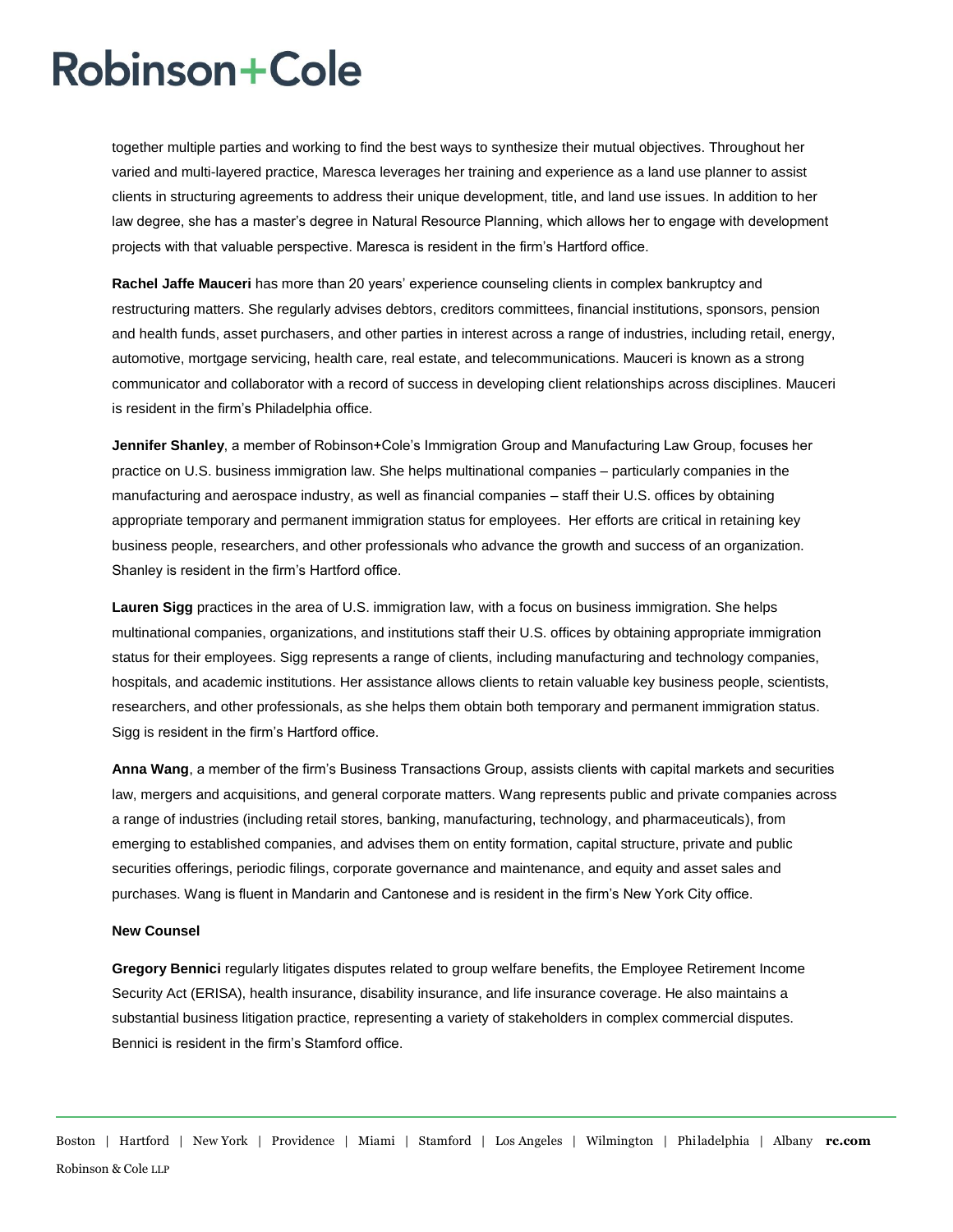together multiple parties and working to find the best ways to synthesize their mutual objectives. Throughout her varied and multi-layered practice, Maresca leverages her training and experience as a land use planner to assist clients in structuring agreements to address their unique development, title, and land use issues. In addition to her law degree, she has a master's degree in Natural Resource Planning, which allows her to engage with development projects with that valuable perspective. Maresca is resident in the firm's Hartford office.

**Rachel Jaffe Mauceri** has more than 20 years' experience counseling clients in complex bankruptcy and restructuring matters. She regularly advises debtors, creditors committees, financial institutions, sponsors, pension and health funds, asset purchasers, and other parties in interest across a range of industries, including retail, energy, automotive, mortgage servicing, health care, real estate, and telecommunications. Mauceri is known as a strong communicator and collaborator with a record of success in developing client relationships across disciplines. Mauceri is resident in the firm's Philadelphia office.

**Jennifer Shanley**, a member of Robinson+Cole's Immigration Group and Manufacturing Law Group, focuses her practice on U.S. business immigration law. She helps multinational companies – particularly companies in the manufacturing and aerospace industry, as well as financial companies – staff their U.S. offices by obtaining appropriate temporary and permanent immigration status for employees. Her efforts are critical in retaining key business people, researchers, and other professionals who advance the growth and success of an organization. Shanley is resident in the firm's Hartford office.

**Lauren Sigg** practices in the area of U.S. immigration law, with a focus on business immigration. She helps multinational companies, organizations, and institutions staff their U.S. offices by obtaining appropriate immigration status for their employees. Sigg represents a range of clients, including manufacturing and technology companies, hospitals, and academic institutions. Her assistance allows clients to retain valuable key business people, scientists, researchers, and other professionals, as she helps them obtain both temporary and permanent immigration status. Sigg is resident in the firm's Hartford office.

**Anna Wang**, a member of the firm's Business Transactions Group, assists clients with capital markets and securities law, mergers and acquisitions, and general corporate matters. Wang represents public and private companies across a range of industries (including retail stores, banking, manufacturing, technology, and pharmaceuticals), from emerging to established companies, and advises them on entity formation, capital structure, private and public securities offerings, periodic filings, corporate governance and maintenance, and equity and asset sales and purchases. Wang is fluent in Mandarin and Cantonese and is resident in the firm's New York City office.

**New Counsel**

**Gregory Bennici** regularly litigates disputes related to group welfare benefits, the Employee Retirement Income Security Act (ERISA), health insurance, disability insurance, and life insurance coverage. He also maintains a substantial business litigation practice, representing a variety of stakeholders in complex commercial disputes. Bennici is resident in the firm's Stamford office.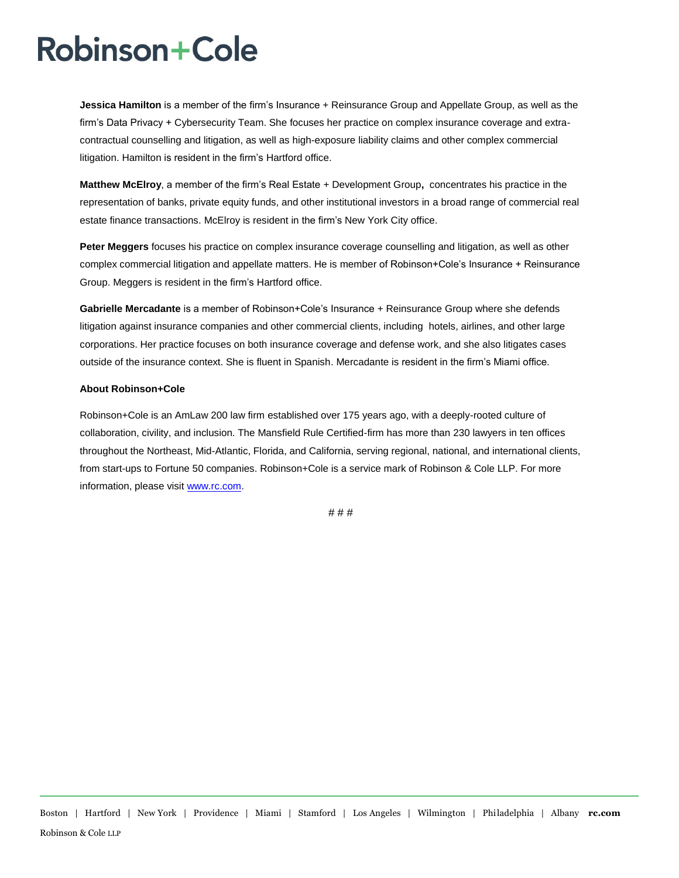**Jessica Hamilton** is a member of the firm's Insurance + Reinsurance Group and Appellate Group, as well as the firm's Data Privacy + Cybersecurity Team. She focuses her practice on complex insurance coverage and extra-contractual counselling and litigation, as well as high-exposure liability claims and other complex commercial litigation. Hamilton is resident in the firm's Hartford office.

**Matthew McElroy**, a member of the firm's Real Estate + Development Group**,** concentrates his practice in the representation of banks, private equity funds, and other institutional investors in a broad range of commercial real estate finance transactions. McElroy is resident in the firm's New York City office.

**Peter Meggers** focuses his practice on complex insurance coverage counselling and litigation, as well as other complex commercial litigation and appellate matters. He is member of Robinson+Cole's Insurance + Reinsurance Group. Meggers is resident in the firm's Hartford office.

**Gabrielle Mercadante** is a member of Robinson+Cole's Insurance + Reinsurance Group where she defends litigation against insurance companies and other commercial clients, including hotels, airlines, and other large corporations. Her practice focuses on both insurance coverage and defense work, and she also litigates cases outside of the insurance context. She is fluent in Spanish. Mercadante is resident in the firm's Miami office.

**About Robinson+Cole**

Robinson+Cole is an AmLaw 200 law firm established over 175 years ago, with a deeply-rooted culture of collaboration, civility, and inclusion. The Mansfield Rule Certified-firm has more than 230 lawyers in ten offices throughout the Northeast, Mid-Atlantic, Florida, and California, serving regional, national, and international clients, from start-ups to Fortune 50 companies. Robinson+Cole is a service mark of Robinson & Cole LLP. For more information, please visit [www.rc.com](http://www.rc.com).

# # #